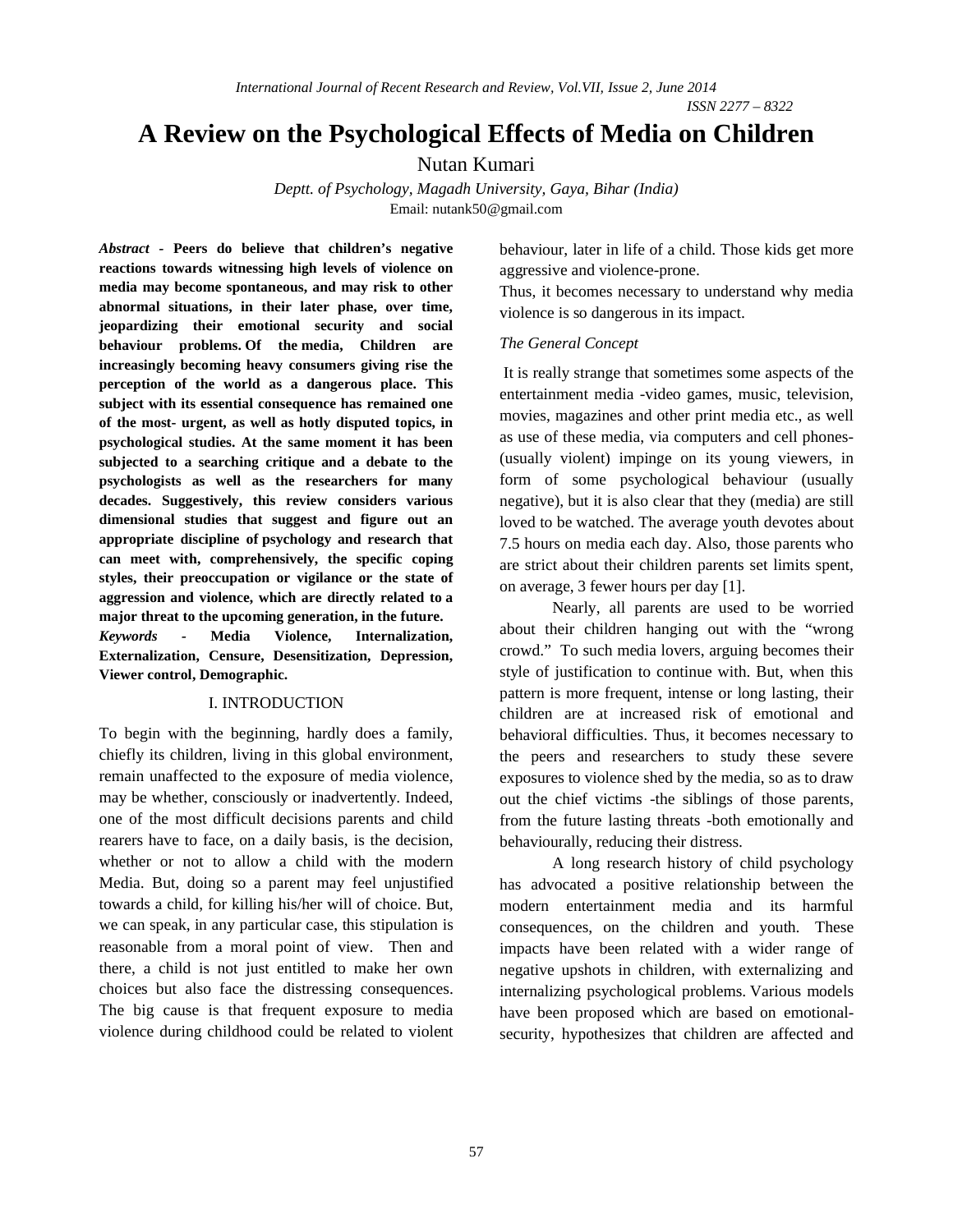# A Review on the Psychological Effects of Media on Children

Nutan Kumari

*Deptt. of Psychology, Magadh University, Gaya, Bihar (India)*
Email: nutank50@gmail.com

***Abstract* - Peers do believe that children's negative reactions towards witnessing high levels of violence on media may become spontaneous, and may risk to other abnormal situations, in their later phase, over time, jeopardizing their emotional security and social behaviour problems. Of the media, Children are increasingly becoming heavy consumers giving rise the perception of the world as a dangerous place. This subject with its essential consequence has remained one of the most- urgent, as well as hotly disputed topics, in psychological studies. At the same moment it has been subjected to a searching critique and a debate to the psychologists as well as the researchers for many decades. Suggestively, this review considers various dimensional studies that suggest and figure out an appropriate discipline of psychology and research that can meet with, comprehensively, the specific coping styles, their preoccupation or vigilance or the state of aggression and violence, which are directly related to a major threat to the upcoming generation, in the future.**

***Keywords* - Media Violence, Internalization, Externalization, Censure, Desensitization, Depression, Viewer control, Demographic.**

## I. INTRODUCTION

To begin with the beginning, hardly does a family, chiefly its children, living in this global environment, remain unaffected to the exposure of media violence, may be whether, consciously or inadvertently. Indeed, one of the most difficult decisions parents and child rearers have to face, on a daily basis, is the decision, whether or not to allow a child with the modern Media. But, doing so a parent may feel unjustified towards a child, for killing his/her will of choice. But, we can speak, in any particular case, this stipulation is reasonable from a moral point of view. Then and there, a child is not just entitled to make her own choices but also face the distressing consequences. The big cause is that frequent exposure to media violence during childhood could be related to violent behaviour, later in life of a child. Those kids get more aggressive and violence-prone.

Thus, it becomes necessary to understand why media violence is so dangerous in its impact.

*The General Concept*

It is really strange that sometimes some aspects of the entertainment media -video games, music, television, movies, magazines and other print media etc., as well as use of these media, via computers and cell phones- (usually violent) impinge on its young viewers, in form of some psychological behaviour (usually negative), but it is also clear that they (media) are still loved to be watched. The average youth devotes about 7.5 hours on media each day. Also, those parents who are strict about their children parents set limits spent, on average, 3 fewer hours per day [1].

Nearly, all parents are used to be worried about their children hanging out with the "wrong crowd." To such media lovers, arguing becomes their style of justification to continue with. But, when this pattern is more frequent, intense or long lasting, their children are at increased risk of emotional and behavioral difficulties. Thus, it becomes necessary to the peers and researchers to study these severe exposures to violence shed by the media, so as to draw out the chief victims -the siblings of those parents, from the future lasting threats -both emotionally and behaviourally, reducing their distress.

A long research history of child psychology has advocated a positive relationship between the modern entertainment media and its harmful consequences, on the children and youth. These impacts have been related with a wider range of negative upshots in children, with externalizing and internalizing psychological problems. Various models have been proposed which are based on emotional-security, hypothesizes that children are affected and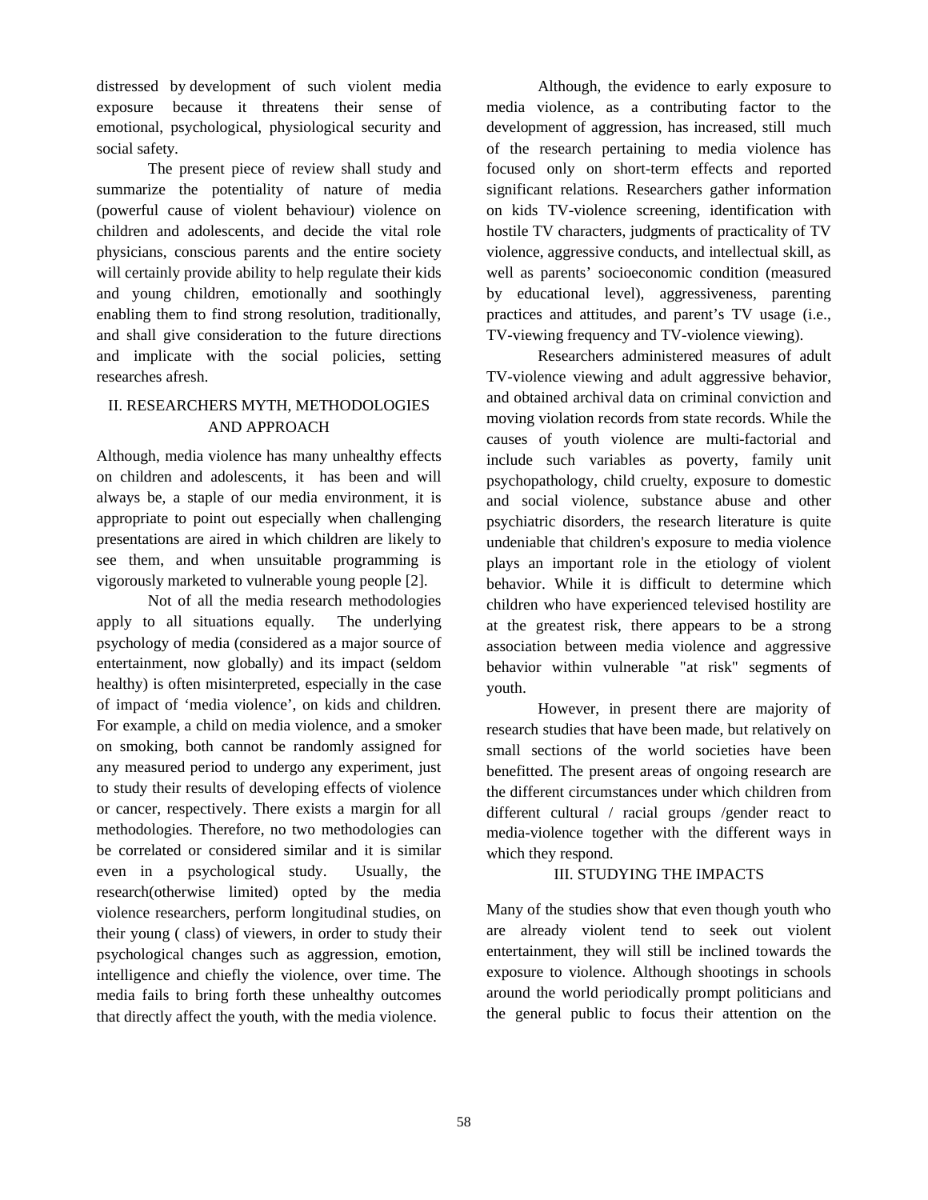distressed by development of such violent media exposure because it threatens their sense of emotional, psychological, physiological security and social safety.

The present piece of review shall study and summarize the potentiality of nature of media (powerful cause of violent behaviour) violence on children and adolescents, and decide the vital role physicians, conscious parents and the entire society will certainly provide ability to help regulate their kids and young children, emotionally and soothingly enabling them to find strong resolution, traditionally, and shall give consideration to the future directions and implicate with the social policies, setting researches afresh.

## II. RESEARCHERS MYTH, METHODOLOGIES AND APPROACH

Although, media violence has many unhealthy effects on children and adolescents, it has been and will always be, a staple of our media environment, it is appropriate to point out especially when challenging presentations are aired in which children are likely to see them, and when unsuitable programming is vigorously marketed to vulnerable young people [2].

Not of all the media research methodologies apply to all situations equally. The underlying psychology of media (considered as a major source of entertainment, now globally) and its impact (seldom healthy) is often misinterpreted, especially in the case of impact of 'media violence', on kids and children. For example, a child on media violence, and a smoker on smoking, both cannot be randomly assigned for any measured period to undergo any experiment, just to study their results of developing effects of violence or cancer, respectively. There exists a margin for all methodologies. Therefore, no two methodologies can be correlated or considered similar and it is similar even in a psychological study. Usually, the research(otherwise limited) opted by the media violence researchers, perform longitudinal studies, on their young ( class) of viewers, in order to study their psychological changes such as aggression, emotion, intelligence and chiefly the violence, over time. The media fails to bring forth these unhealthy outcomes that directly affect the youth, with the media violence.

Although, the evidence to early exposure to media violence, as a contributing factor to the development of aggression, has increased, still much of the research pertaining to media violence has focused only on short-term effects and reported significant relations. Researchers gather information on kids TV-violence screening, identification with hostile TV characters, judgments of practicality of TV violence, aggressive conducts, and intellectual skill, as well as parents' socioeconomic condition (measured by educational level), aggressiveness, parenting practices and attitudes, and parent's TV usage (i.e., TV-viewing frequency and TV-violence viewing).

Researchers administered measures of adult TV-violence viewing and adult aggressive behavior, and obtained archival data on criminal conviction and moving violation records from state records. While the causes of youth violence are multi-factorial and include such variables as poverty, family unit psychopathology, child cruelty, exposure to domestic and social violence, substance abuse and other psychiatric disorders, the research literature is quite undeniable that children's exposure to media violence plays an important role in the etiology of violent behavior. While it is difficult to determine which children who have experienced televised hostility are at the greatest risk, there appears to be a strong association between media violence and aggressive behavior within vulnerable "at risk" segments of youth.

However, in present there are majority of research studies that have been made, but relatively on small sections of the world societies have been benefitted. The present areas of ongoing research are the different circumstances under which children from different cultural / racial groups /gender react to media-violence together with the different ways in which they respond.

## III. STUDYING THE IMPACTS

Many of the studies show that even though youth who are already violent tend to seek out violent entertainment, they will still be inclined towards the exposure to violence. Although shootings in schools around the world periodically prompt politicians and the general public to focus their attention on the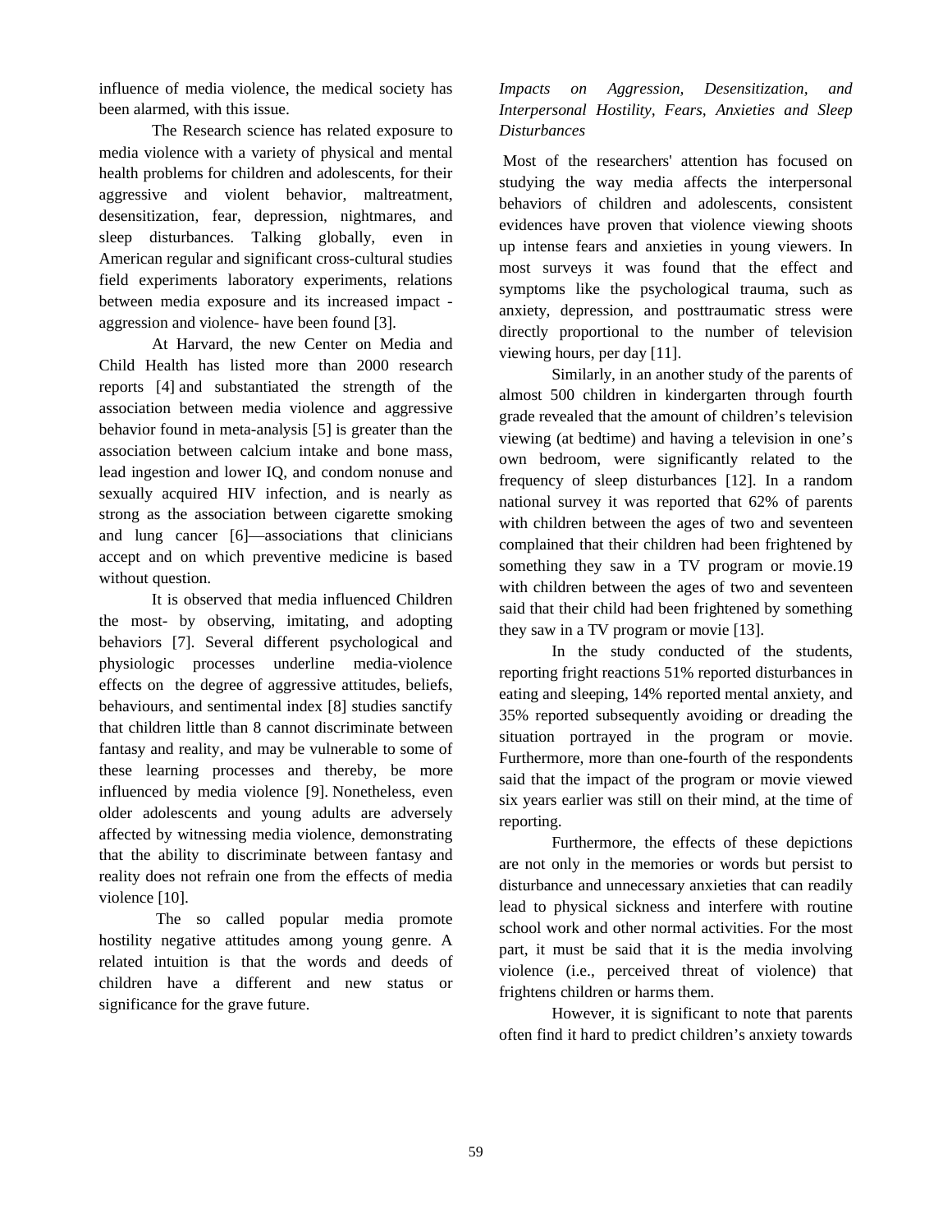influence of media violence, the medical society has been alarmed, with this issue.

The Research science has related exposure to media violence with a variety of physical and mental health problems for children and adolescents, for their aggressive and violent behavior, maltreatment, desensitization, fear, depression, nightmares, and sleep disturbances. Talking globally, even in American regular and significant cross-cultural studies field experiments laboratory experiments, relations between media exposure and its increased impact - aggression and violence- have been found [3].

At Harvard, the new Center on Media and Child Health has listed more than 2000 research reports [4] and substantiated the strength of the association between media violence and aggressive behavior found in meta-analysis [5] is greater than the association between calcium intake and bone mass, lead ingestion and lower IQ, and condom nonuse and sexually acquired HIV infection, and is nearly as strong as the association between cigarette smoking and lung cancer [6]—associations that clinicians accept and on which preventive medicine is based without question.

It is observed that media influenced Children the most- by observing, imitating, and adopting behaviors [7]. Several different psychological and physiologic processes underline media-violence effects on the degree of aggressive attitudes, beliefs, behaviours, and sentimental index [8] studies sanctify that children little than 8 cannot discriminate between fantasy and reality, and may be vulnerable to some of these learning processes and thereby, be more influenced by media violence [9]. Nonetheless, even older adolescents and young adults are adversely affected by witnessing media violence, demonstrating that the ability to discriminate between fantasy and reality does not refrain one from the effects of media violence [10].

The so called popular media promote hostility negative attitudes among young genre. A related intuition is that the words and deeds of children have a different and new status or significance for the grave future.

### *Impacts on Aggression, Desensitization, and Interpersonal Hostility, Fears, Anxieties and Sleep Disturbances*

Most of the researchers' attention has focused on studying the way media affects the interpersonal behaviors of children and adolescents, consistent evidences have proven that violence viewing shoots up intense fears and anxieties in young viewers. In most surveys it was found that the effect and symptoms like the psychological trauma, such as anxiety, depression, and posttraumatic stress were directly proportional to the number of television viewing hours, per day [11].

Similarly, in an another study of the parents of almost 500 children in kindergarten through fourth grade revealed that the amount of children's television viewing (at bedtime) and having a television in one's own bedroom, were significantly related to the frequency of sleep disturbances [12]. In a random national survey it was reported that 62% of parents with children between the ages of two and seventeen complained that their children had been frightened by something they saw in a TV program or movie.19 with children between the ages of two and seventeen said that their child had been frightened by something they saw in a TV program or movie [13].

In the study conducted of the students, reporting fright reactions 51% reported disturbances in eating and sleeping, 14% reported mental anxiety, and 35% reported subsequently avoiding or dreading the situation portrayed in the program or movie. Furthermore, more than one-fourth of the respondents said that the impact of the program or movie viewed six years earlier was still on their mind, at the time of reporting.

Furthermore, the effects of these depictions are not only in the memories or words but persist to disturbance and unnecessary anxieties that can readily lead to physical sickness and interfere with routine school work and other normal activities. For the most part, it must be said that it is the media involving violence (i.e., perceived threat of violence) that frightens children or harms them.

However, it is significant to note that parents often find it hard to predict children's anxiety towards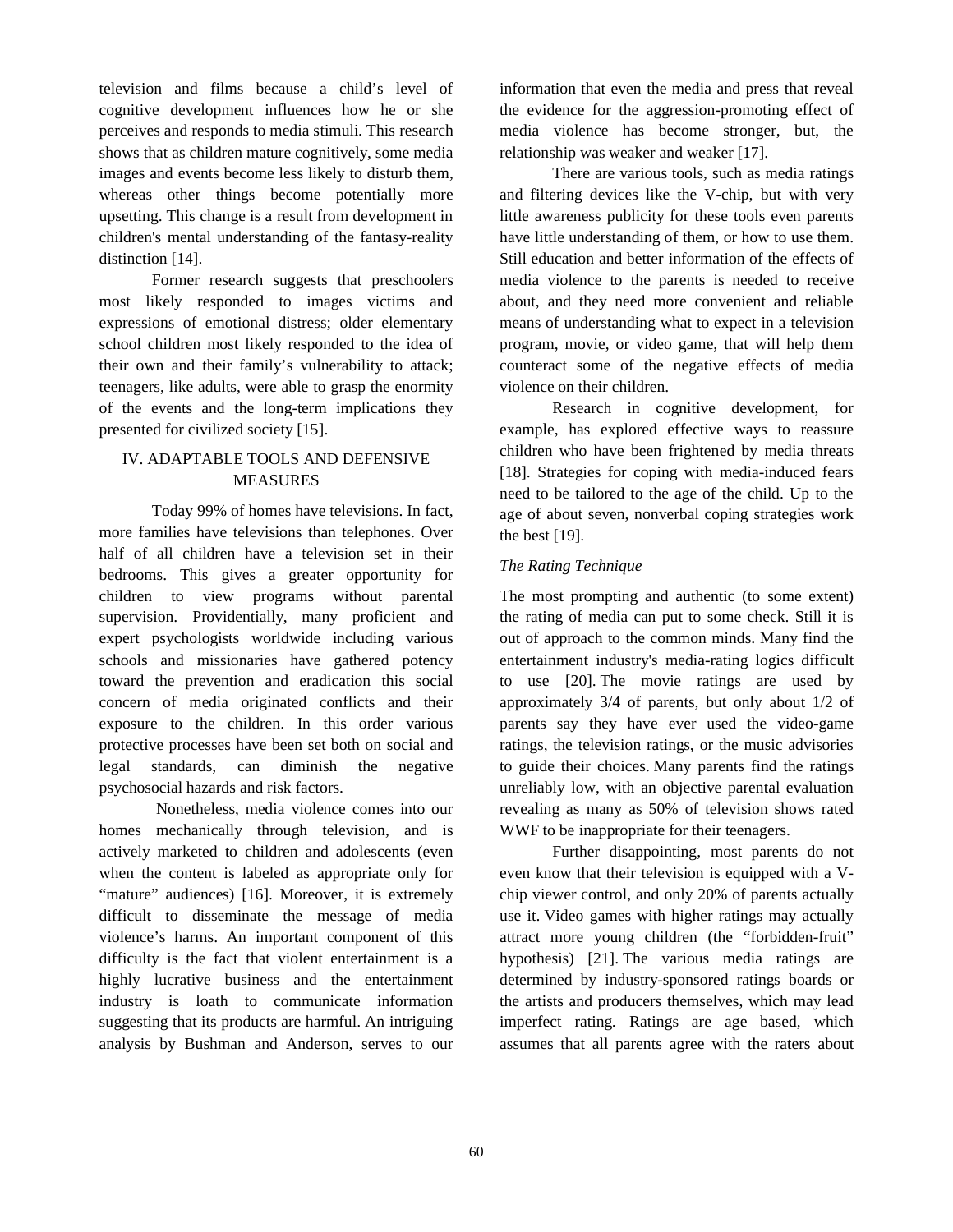television and films because a child's level of cognitive development influences how he or she perceives and responds to media stimuli. This research shows that as children mature cognitively, some media images and events become less likely to disturb them, whereas other things become potentially more upsetting. This change is a result from development in children's mental understanding of the fantasy-reality distinction [14].

Former research suggests that preschoolers most likely responded to images victims and expressions of emotional distress; older elementary school children most likely responded to the idea of their own and their family's vulnerability to attack; teenagers, like adults, were able to grasp the enormity of the events and the long-term implications they presented for civilized society [15].

## IV. ADAPTABLE TOOLS AND DEFENSIVE MEASURES

Today 99% of homes have televisions. In fact, more families have televisions than telephones. Over half of all children have a television set in their bedrooms. This gives a greater opportunity for children to view programs without parental supervision. Providentially, many proficient and expert psychologists worldwide including various schools and missionaries have gathered potency toward the prevention and eradication this social concern of media originated conflicts and their exposure to the children. In this order various protective processes have been set both on social and legal standards, can diminish the negative psychosocial hazards and risk factors.

Nonetheless, media violence comes into our homes mechanically through television, and is actively marketed to children and adolescents (even when the content is labeled as appropriate only for "mature" audiences) [16]. Moreover, it is extremely difficult to disseminate the message of media violence's harms. An important component of this difficulty is the fact that violent entertainment is a highly lucrative business and the entertainment industry is loath to communicate information suggesting that its products are harmful. An intriguing analysis by Bushman and Anderson, serves to our information that even the media and press that reveal the evidence for the aggression-promoting effect of media violence has become stronger, but, the relationship was weaker and weaker [17].

There are various tools, such as media ratings and filtering devices like the V-chip, but with very little awareness publicity for these tools even parents have little understanding of them, or how to use them. Still education and better information of the effects of media violence to the parents is needed to receive about, and they need more convenient and reliable means of understanding what to expect in a television program, movie, or video game, that will help them counteract some of the negative effects of media violence on their children.

Research in cognitive development, for example, has explored effective ways to reassure children who have been frightened by media threats [18]. Strategies for coping with media-induced fears need to be tailored to the age of the child. Up to the age of about seven, nonverbal coping strategies work the best [19].

### *The Rating Technique*

The most prompting and authentic (to some extent) the rating of media can put to some check. Still it is out of approach to the common minds. Many find the entertainment industry's media-rating logics difficult to use [20]. The movie ratings are used by approximately 3/4 of parents, but only about 1/2 of parents say they have ever used the video-game ratings, the television ratings, or the music advisories to guide their choices. Many parents find the ratings unreliably low, with an objective parental evaluation revealing as many as 50% of television shows rated WWF to be inappropriate for their teenagers.

Further disappointing, most parents do not even know that their television is equipped with a V-chip viewer control, and only 20% of parents actually use it. Video games with higher ratings may actually attract more young children (the "forbidden-fruit" hypothesis) [21]. The various media ratings are determined by industry-sponsored ratings boards or the artists and producers themselves, which may lead imperfect rating. Ratings are age based, which assumes that all parents agree with the raters about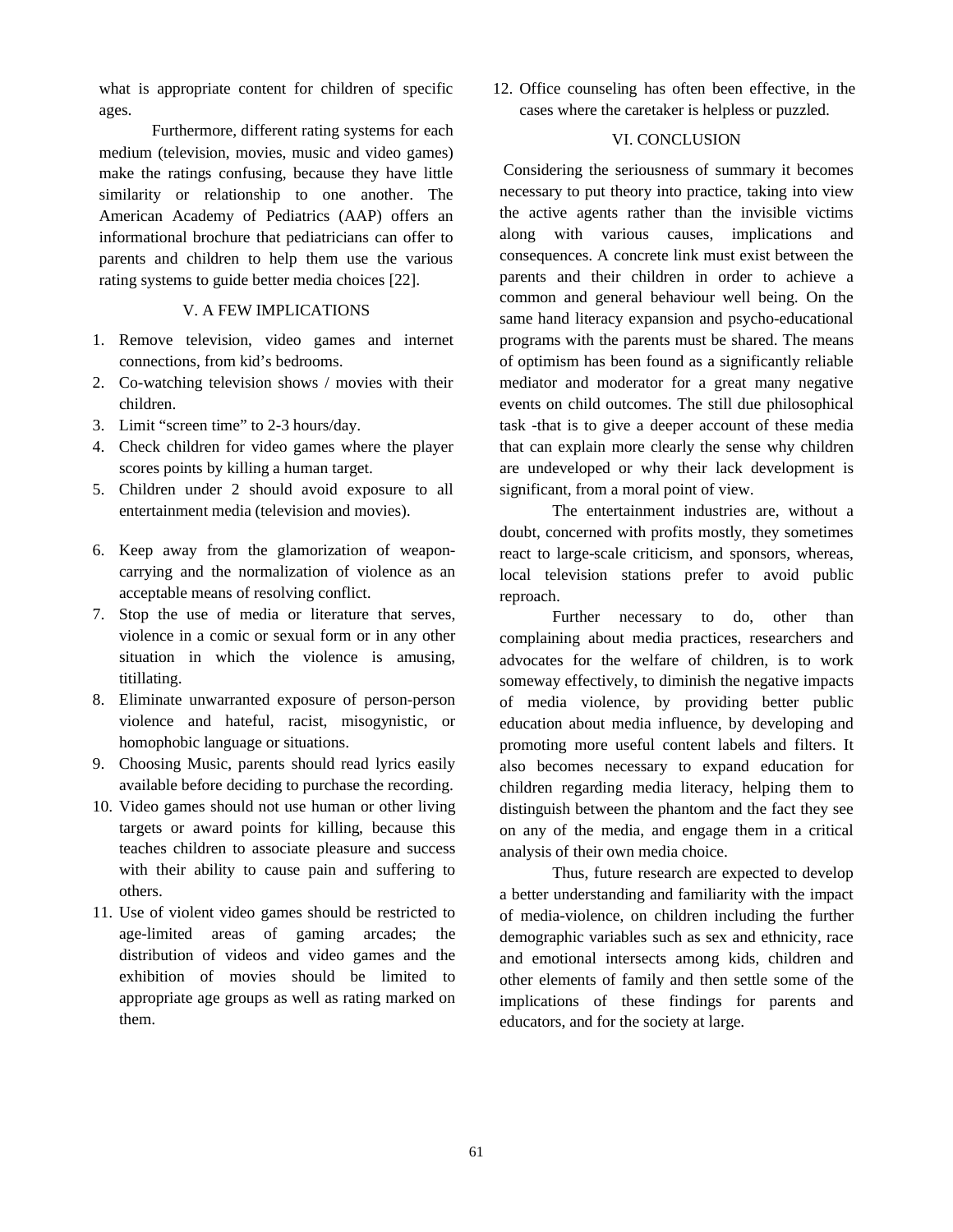what is appropriate content for children of specific ages.

Furthermore, different rating systems for each medium (television, movies, music and video games) make the ratings confusing, because they have little similarity or relationship to one another. The American Academy of Pediatrics (AAP) offers an informational brochure that pediatricians can offer to parents and children to help them use the various rating systems to guide better media choices [22].

## V. A FEW IMPLICATIONS

1. Remove television, video games and internet connections, from kid's bedrooms.
2. Co-watching television shows / movies with their children.
3. Limit "screen time" to 2-3 hours/day.
4. Check children for video games where the player scores points by killing a human target.
5. Children under 2 should avoid exposure to all entertainment media (television and movies).
6. Keep away from the glamorization of weapon-carrying and the normalization of violence as an acceptable means of resolving conflict.
7. Stop the use of media or literature that serves, violence in a comic or sexual form or in any other situation in which the violence is amusing, titillating.
8. Eliminate unwarranted exposure of person-person violence and hateful, racist, misogynistic, or homophobic language or situations.
9. Choosing Music, parents should read lyrics easily available before deciding to purchase the recording.
10. Video games should not use human or other living targets or award points for killing, because this teaches children to associate pleasure and success with their ability to cause pain and suffering to others.
11. Use of violent video games should be restricted to age-limited areas of gaming arcades; the distribution of videos and video games and the exhibition of movies should be limited to appropriate age groups as well as rating marked on them.
12. Office counseling has often been effective, in the cases where the caretaker is helpless or puzzled.

## VI. CONCLUSION

Considering the seriousness of summary it becomes necessary to put theory into practice, taking into view the active agents rather than the invisible victims along with various causes, implications and consequences. A concrete link must exist between the parents and their children in order to achieve a common and general behaviour well being. On the same hand literacy expansion and psycho-educational programs with the parents must be shared. The means of optimism has been found as a significantly reliable mediator and moderator for a great many negative events on child outcomes. The still due philosophical task -that is to give a deeper account of these media that can explain more clearly the sense why children are undeveloped or why their lack development is significant, from a moral point of view.

The entertainment industries are, without a doubt, concerned with profits mostly, they sometimes react to large-scale criticism, and sponsors, whereas, local television stations prefer to avoid public reproach.

Further necessary to do, other than complaining about media practices, researchers and advocates for the welfare of children, is to work someway effectively, to diminish the negative impacts of media violence, by providing better public education about media influence, by developing and promoting more useful content labels and filters. It also becomes necessary to expand education for children regarding media literacy, helping them to distinguish between the phantom and the fact they see on any of the media, and engage them in a critical analysis of their own media choice.

Thus, future research are expected to develop a better understanding and familiarity with the impact of media-violence, on children including the further demographic variables such as sex and ethnicity, race and emotional intersects among kids, children and other elements of family and then settle some of the implications of these findings for parents and educators, and for the society at large.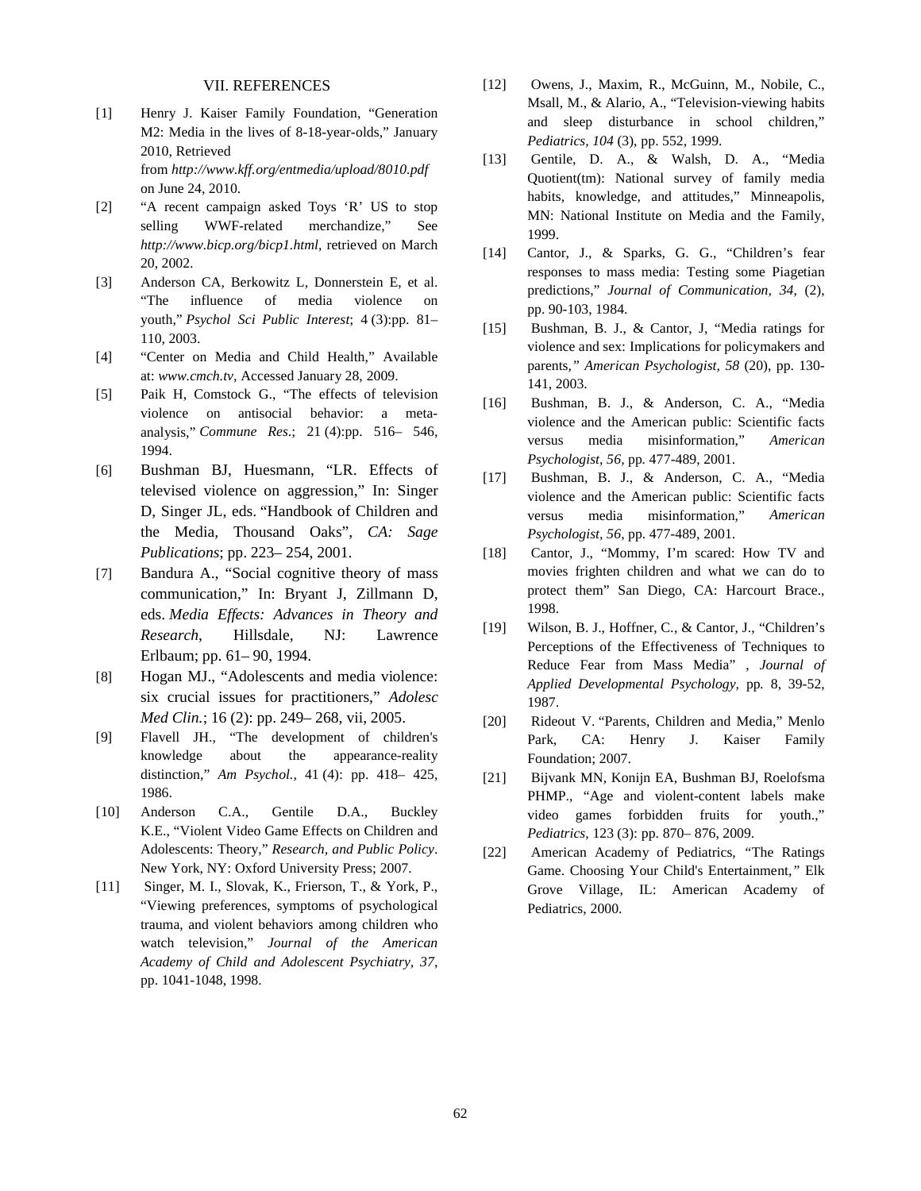## VII. REFERENCES

[1] Henry J. Kaiser Family Foundation, "Generation M2: Media in the lives of 8-18-year-olds," January 2010, Retrieved from *http://www.kff.org/entmedia/upload/8010.pdf* on June 24, 2010.

[2] "A recent campaign asked Toys 'R' US to stop selling WWF-related merchandize," See *http://www.bicp.org/bicp1.html,* retrieved on March 20, 2002.

[3] Anderson CA, Berkowitz L, Donnerstein E, et al. "The influence of media violence on youth," *Psychol Sci Public Interest*; 4 (3):pp. 81– 110, 2003.

[4] "Center on Media and Child Health," Available at: *www.cmch.tv*, Accessed January 28, 2009.

[5] Paik H, Comstock G., "The effects of television violence on antisocial behavior: a meta-analysis," *Commune Res*.; 21 (4):pp. 516– 546, 1994.

[6] Bushman BJ, Huesmann, "LR. Effects of televised violence on aggression," In: Singer D, Singer JL, eds. "Handbook of Children and the Media, Thousand Oaks", *CA: Sage Publications*; pp. 223– 254, 2001.

[7] Bandura A., "Social cognitive theory of mass communication," In: Bryant J, Zillmann D, eds. *Media Effects: Advances in Theory and Research*, Hillsdale, NJ: Lawrence Erlbaum; pp. 61– 90, 1994.

[8] Hogan MJ., "Adolescents and media violence: six crucial issues for practitioners," *Adolesc Med Clin.*; 16 (2): pp. 249– 268, vii, 2005.

[9] Flavell JH., "The development of children's knowledge about the appearance-reality distinction," *Am Psychol.,* 41 (4): pp. 418– 425, 1986.

[10] Anderson C.A., Gentile D.A., Buckley K.E., "Violent Video Game Effects on Children and Adolescents: Theory," *Research, and Public Policy*. New York, NY: Oxford University Press; 2007.

[11] Singer, M. I., Slovak, K., Frierson, T., & York, P., "Viewing preferences, symptoms of psychological trauma, and violent behaviors among children who watch television," *Journal of the American Academy of Child and Adolescent Psychiatry, 37*, pp. 1041-1048, 1998.

[12] Owens, J., Maxim, R., McGuinn, M., Nobile, C., Msall, M., & Alario, A., "Television-viewing habits and sleep disturbance in school children," *Pediatrics, 104* (3), pp. 552, 1999.

[13] Gentile, D. A., & Walsh, D. A., "Media Quotient(tm): National survey of family media habits, knowledge, and attitudes," Minneapolis, MN: National Institute on Media and the Family, 1999.

[14] Cantor, J., & Sparks, G. G., "Children's fear responses to mass media: Testing some Piagetian predictions," *Journal of Communication, 34*, (2), pp. 90-103, 1984.

[15] Bushman, B. J., & Cantor, J, "Media ratings for violence and sex: Implications for policymakers and parents," *American Psychologist, 58* (20), pp. 130-141, 2003.

[16] Bushman, B. J., & Anderson, C. A., "Media violence and the American public: Scientific facts versus media misinformation," *American Psychologist, 56,* pp. 477-489, 2001.

[17] Bushman, B. J., & Anderson, C. A., "Media violence and the American public: Scientific facts versus media misinformation," *American Psychologist, 56,* pp. 477-489, 2001.

[18] Cantor, J., "Mommy, I'm scared: How TV and movies frighten children and what we can do to protect them" San Diego, CA: Harcourt Brace., 1998.

[19] Wilson, B. J., Hoffner, C., & Cantor, J., "Children's Perceptions of the Effectiveness of Techniques to Reduce Fear from Mass Media" , *Journal of Applied Developmental Psychology*, pp*.* 8, 39-52, 1987.

[20] Rideout V. "Parents, Children and Media," Menlo Park, CA: Henry J. Kaiser Family Foundation; 2007.

[21] Bijvank MN, Konijn EA, Bushman BJ, Roelofsma PHMP., "Age and violent-content labels make video games forbidden fruits for youth.," *Pediatrics,* 123 (3): pp. 870– 876, 2009.

[22] American Academy of Pediatrics, "The Ratings Game. Choosing Your Child's Entertainment,*"* Elk Grove Village, IL: American Academy of Pediatrics, 2000.